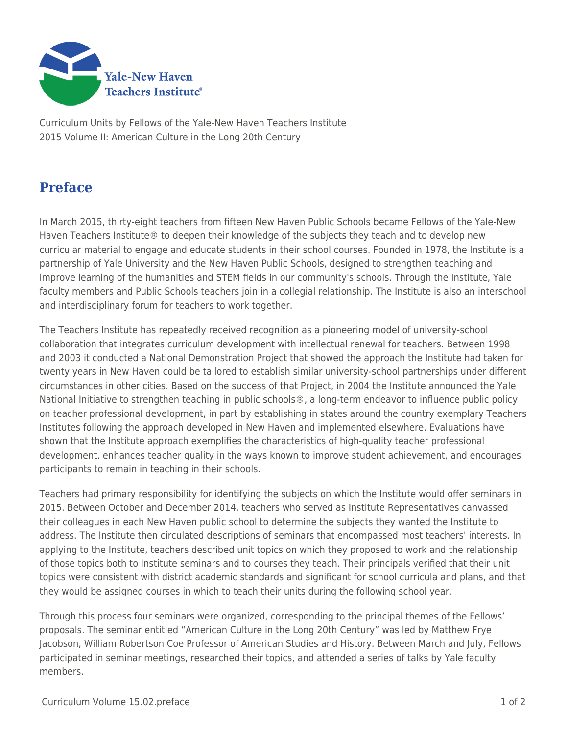Curriculum Units by Fellows of the Yale-New Haven Teachers Institute
2015 Volume II: American Culture in the Long 20th Century

# Preface

In March 2015, thirty-eight teachers from fifteen New Haven Public Schools became Fellows of the Yale-New Haven Teachers Institute® to deepen their knowledge of the subjects they teach and to develop new curricular material to engage and educate students in their school courses. Founded in 1978, the Institute is a partnership of Yale University and the New Haven Public Schools, designed to strengthen teaching and improve learning of the humanities and STEM fields in our community's schools. Through the Institute, Yale faculty members and Public Schools teachers join in a collegial relationship. The Institute is also an interschool and interdisciplinary forum for teachers to work together.

The Teachers Institute has repeatedly received recognition as a pioneering model of university-school collaboration that integrates curriculum development with intellectual renewal for teachers. Between 1998 and 2003 it conducted a National Demonstration Project that showed the approach the Institute had taken for twenty years in New Haven could be tailored to establish similar university-school partnerships under different circumstances in other cities. Based on the success of that Project, in 2004 the Institute announced the Yale National Initiative to strengthen teaching in public schools®, a long-term endeavor to influence public policy on teacher professional development, in part by establishing in states around the country exemplary Teachers Institutes following the approach developed in New Haven and implemented elsewhere. Evaluations have shown that the Institute approach exemplifies the characteristics of high-quality teacher professional development, enhances teacher quality in the ways known to improve student achievement, and encourages participants to remain in teaching in their schools.

Teachers had primary responsibility for identifying the subjects on which the Institute would offer seminars in 2015. Between October and December 2014, teachers who served as Institute Representatives canvassed their colleagues in each New Haven public school to determine the subjects they wanted the Institute to address. The Institute then circulated descriptions of seminars that encompassed most teachers' interests. In applying to the Institute, teachers described unit topics on which they proposed to work and the relationship of those topics both to Institute seminars and to courses they teach. Their principals verified that their unit topics were consistent with district academic standards and significant for school curricula and plans, and that they would be assigned courses in which to teach their units during the following school year.

Through this process four seminars were organized, corresponding to the principal themes of the Fellows' proposals. The seminar entitled "American Culture in the Long 20th Century" was led by Matthew Frye Jacobson, William Robertson Coe Professor of American Studies and History. Between March and July, Fellows participated in seminar meetings, researched their topics, and attended a series of talks by Yale faculty members.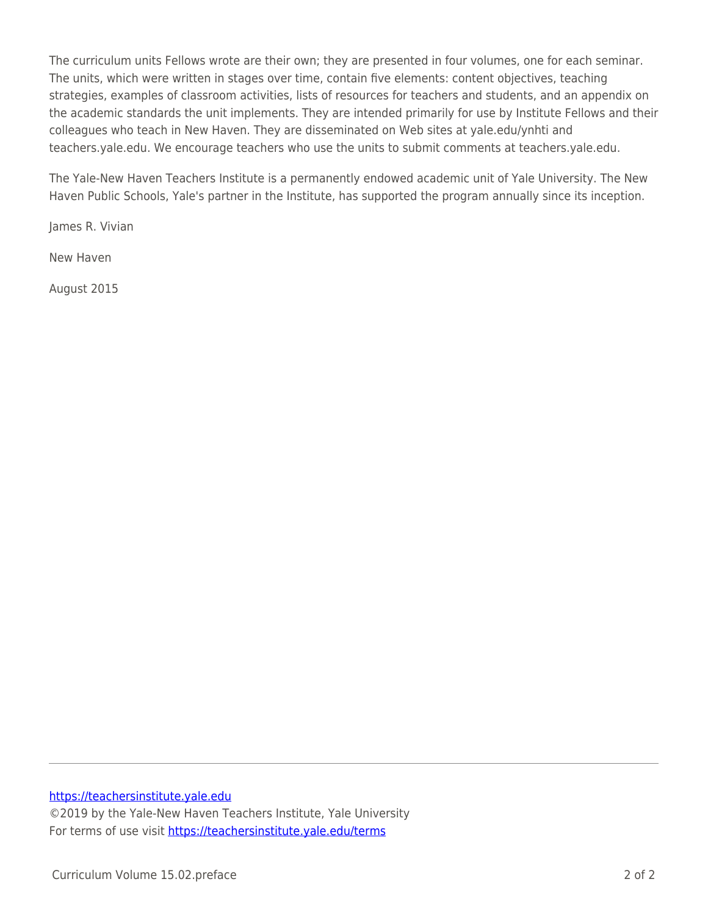The curriculum units Fellows wrote are their own; they are presented in four volumes, one for each seminar. The units, which were written in stages over time, contain five elements: content objectives, teaching strategies, examples of classroom activities, lists of resources for teachers and students, and an appendix on the academic standards the unit implements. They are intended primarily for use by Institute Fellows and their colleagues who teach in New Haven. They are disseminated on Web sites at yale.edu/ynhti and teachers.yale.edu. We encourage teachers who use the units to submit comments at teachers.yale.edu.

The Yale-New Haven Teachers Institute is a permanently endowed academic unit of Yale University. The New Haven Public Schools, Yale's partner in the Institute, has supported the program annually since its inception.

James R. Vivian

New Haven

August 2015

https://teachersinstitute.yale.edu
©2019 by the Yale-New Haven Teachers Institute, Yale University
For terms of use visit https://teachersinstitute.yale.edu/terms